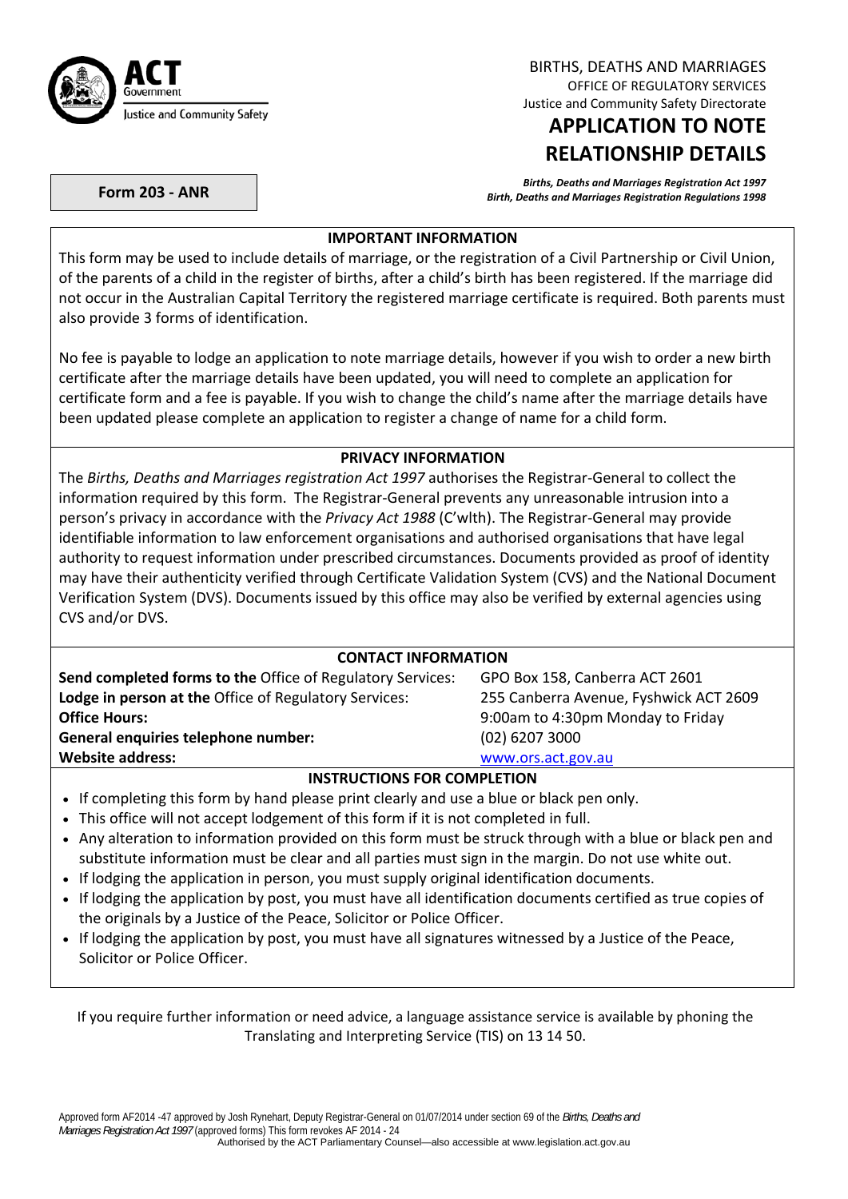ACT Government
Justice and Community Safety

BIRTHS, DEATHS AND MARRIAGES
OFFICE OF REGULATORY SERVICES
Justice and Community Safety Directorate

# APPLICATION TO NOTE RELATIONSHIP DETAILS

**Form 203 - ANR**

***Births, Deaths and Marriages Registration Act 1997***
***Birth, Deaths and Marriages Registration Regulations 1998***

## IMPORTANT INFORMATION

This form may be used to include details of marriage, or the registration of a Civil Partnership or Civil Union, of the parents of a child in the register of births, after a child's birth has been registered. If the marriage did not occur in the Australian Capital Territory the registered marriage certificate is required. Both parents must also provide 3 forms of identification.

No fee is payable to lodge an application to note marriage details, however if you wish to order a new birth certificate after the marriage details have been updated, you will need to complete an application for certificate form and a fee is payable. If you wish to change the child's name after the marriage details have been updated please complete an application to register a change of name for a child form.

## PRIVACY INFORMATION

The *Births, Deaths and Marriages registration Act 1997* authorises the Registrar-General to collect the information required by this form. The Registrar-General prevents any unreasonable intrusion into a person's privacy in accordance with the *Privacy Act 1988* (C'wlth). The Registrar-General may provide identifiable information to law enforcement organisations and authorised organisations that have legal authority to request information under prescribed circumstances. Documents provided as proof of identity may have their authenticity verified through Certificate Validation System (CVS) and the National Document Verification System (DVS). Documents issued by this office may also be verified by external agencies using CVS and/or DVS.

## CONTACT INFORMATION

| | |
|---|---|
| **Send completed forms to the** Office of Regulatory Services: | GPO Box 158, Canberra ACT 2601 |
| **Lodge in person at the** Office of Regulatory Services: | 255 Canberra Avenue, Fyshwick ACT 2609 |
| **Office Hours:** | 9:00am to 4:30pm Monday to Friday |
| **General enquiries telephone number:** | (02) 6207 3000 |
| **Website address:** | www.ors.act.gov.au |

## INSTRUCTIONS FOR COMPLETION

- If completing this form by hand please print clearly and use a blue or black pen only.
- This office will not accept lodgement of this form if it is not completed in full.
- Any alteration to information provided on this form must be struck through with a blue or black pen and substitute information must be clear and all parties must sign in the margin. Do not use white out.
- If lodging the application in person, you must supply original identification documents.
- If lodging the application by post, you must have all identification documents certified as true copies of the originals by a Justice of the Peace, Solicitor or Police Officer.
- If lodging the application by post, you must have all signatures witnessed by a Justice of the Peace, Solicitor or Police Officer.

If you require further information or need advice, a language assistance service is available by phoning the Translating and Interpreting Service (TIS) on 13 14 50.

Approved form AF2014 -47 approved by Josh Rynehart, Deputy Registrar-General on 01/07/2014 under section 69 of the *Births, Deaths and Marriages Registration Act 1997* (approved forms) This form revokes AF 2014 - 24
Authorised by the ACT Parliamentary Counsel—also accessible at www.legislation.act.gov.au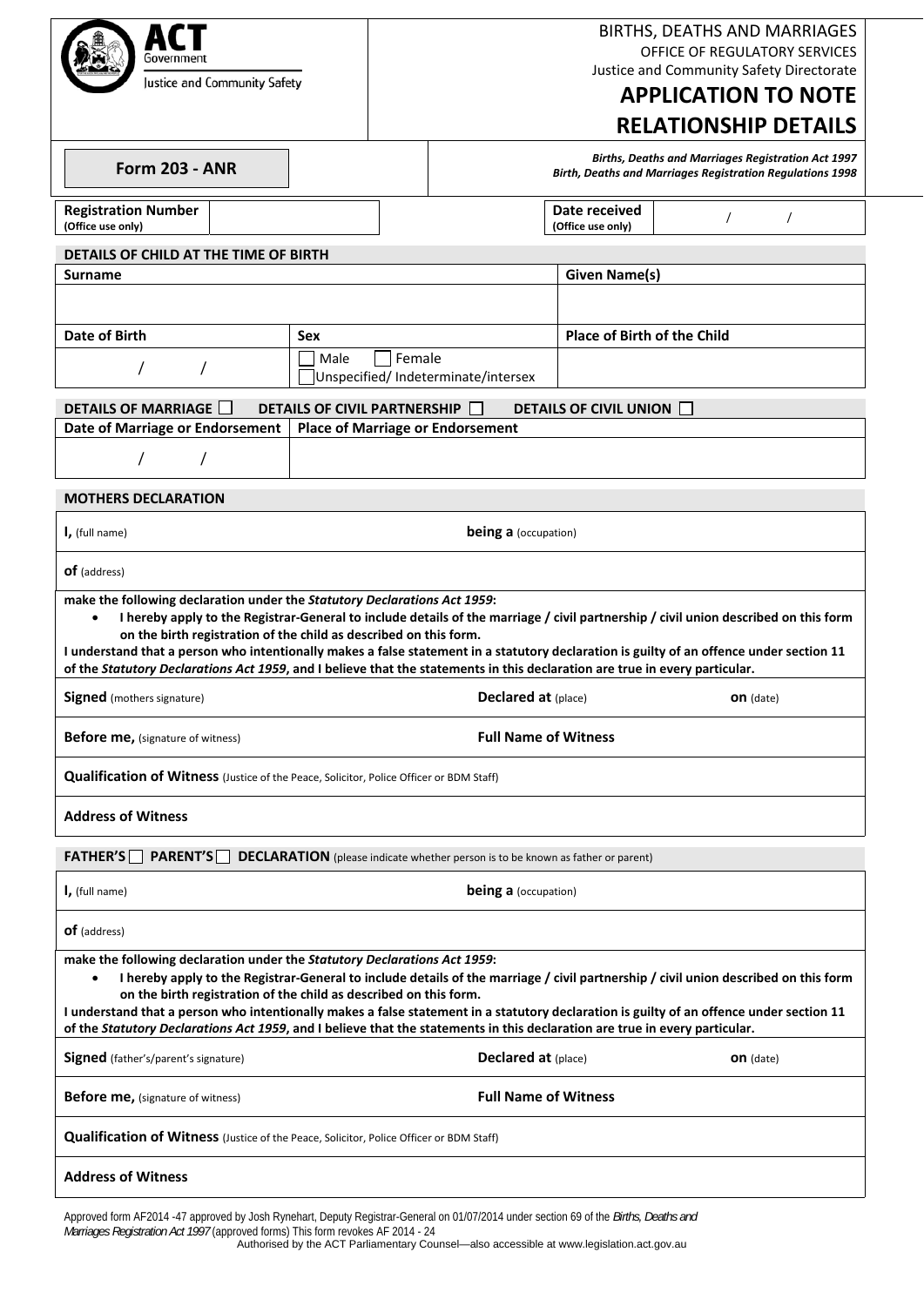ACT Government
Justice and Community Safety

BIRTHS, DEATHS AND MARRIAGES
OFFICE OF REGULATORY SERVICES
Justice and Community Safety Directorate

# APPLICATION TO NOTE RELATIONSHIP DETAILS

**Form 203 - ANR**

***Births, Deaths and Marriages Registration Act 1997***
***Birth, Deaths and Marriages Registration Regulations 1998***

| | | | |
|---|---|---|---|
| **Registration Number** (Office use only) | | **Date received** (Office use only) | / / |

## DETAILS OF CHILD AT THE TIME OF BIRTH

| **Surname** | | **Given Name(s)** |
|---|---|---|
| | | |
| **Date of Birth** | **Sex** | **Place of Birth of the Child** |
| / / | ☐ Male ☐ Female ☐ Unspecified/ Indeterminate/intersex | |

## DETAILS OF MARRIAGE ☐ DETAILS OF CIVIL PARTNERSHIP ☐ DETAILS OF CIVIL UNION ☐

| **Date of Marriage or Endorsement** | **Place of Marriage or Endorsement** |
|---|---|
| / / | |

## MOTHERS DECLARATION

**I,** (full name) **being a** (occupation)

**of** (address)

**make the following declaration under the *Statutory Declarations Act 1959*:**

- **I hereby apply to the Registrar-General to include details of the marriage / civil partnership / civil union described on this form on the birth registration of the child as described on this form.**

**I understand that a person who intentionally makes a false statement in a statutory declaration is guilty of an offence under section 11 of the *Statutory Declarations Act 1959*, and I believe that the statements in this declaration are true in every particular.**

**Signed** (mothers signature) **Declared at** (place) **on** (date)

**Before me,** (signature of witness) **Full Name of Witness**

**Qualification of Witness** (Justice of the Peace, Solicitor, Police Officer or BDM Staff)

**Address of Witness**

## FATHER'S ☐ PARENT'S ☐ DECLARATION (please indicate whether person is to be known as father or parent)

**I,** (full name) **being a** (occupation)

**of** (address)

**make the following declaration under the *Statutory Declarations Act 1959*:**

- **I hereby apply to the Registrar-General to include details of the marriage / civil partnership / civil union described on this form on the birth registration of the child as described on this form.**

**I understand that a person who intentionally makes a false statement in a statutory declaration is guilty of an offence under section 11 of the *Statutory Declarations Act 1959*, and I believe that the statements in this declaration are true in every particular.**

**Signed** (father's/parent's signature) **Declared at** (place) **on** (date)

**Before me,** (signature of witness) **Full Name of Witness**

**Qualification of Witness** (Justice of the Peace, Solicitor, Police Officer or BDM Staff)

**Address of Witness**

Approved form AF2014 -47 approved by Josh Rynehart, Deputy Registrar-General on 01/07/2014 under section 69 of the *Births, Deaths and Marriages Registration Act 1997* (approved forms) This form revokes AF 2014 - 24

Authorised by the ACT Parliamentary Counsel—also accessible at www.legislation.act.gov.au